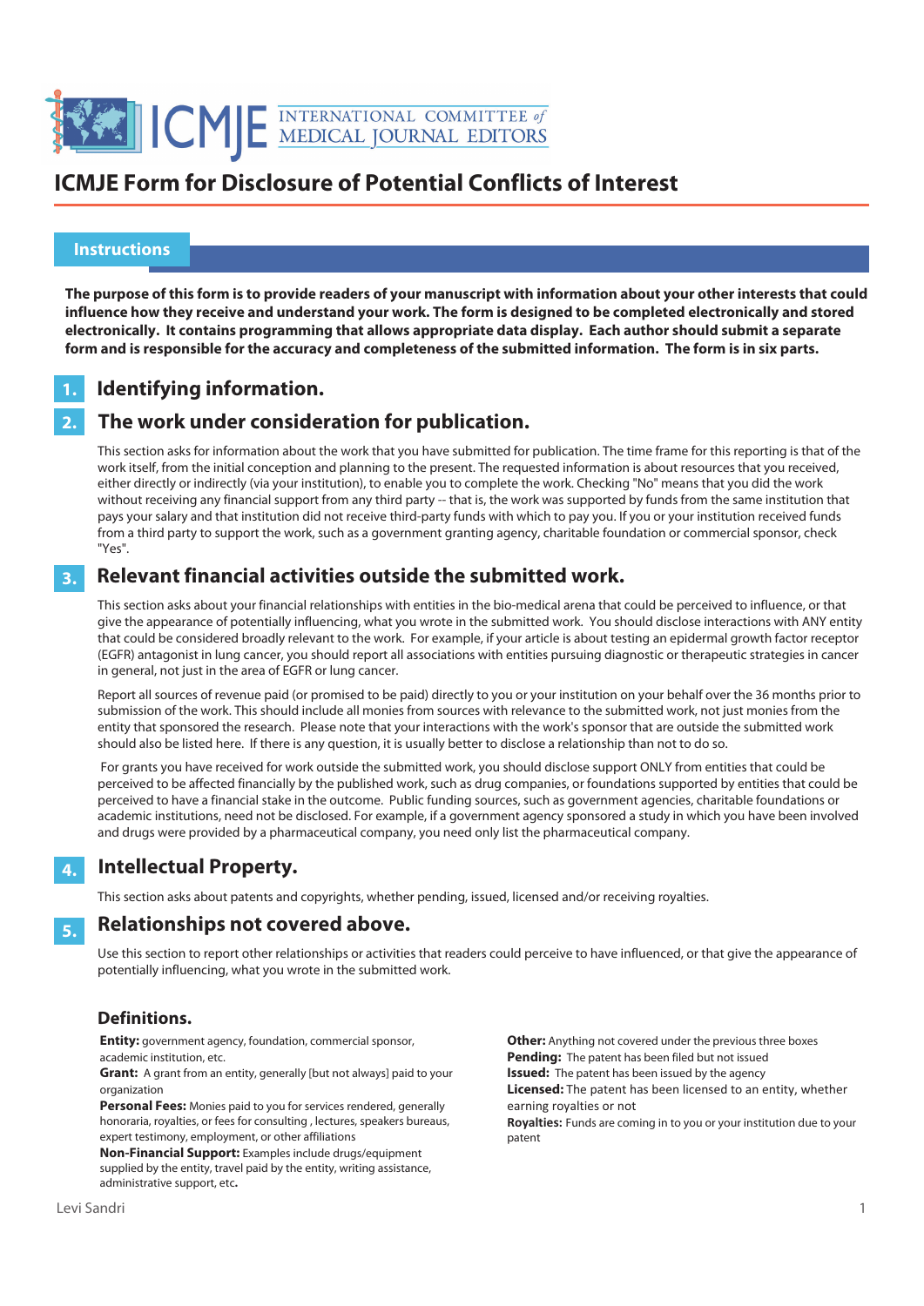# ICMJE Form for Disclosure of Potential Conflicts of Interest

## Instructions

**The purpose of this form is to provide readers of your manuscript with information about your other interests that could influence how they receive and understand your work. The form is designed to be completed electronically and stored electronically. It contains programming that allows appropriate data display. Each author should submit a separate form and is responsible for the accuracy and completeness of the submitted information. The form is in six parts.**

### 1. Identifying information.

### 2. The work under consideration for publication.

This section asks for information about the work that you have submitted for publication. The time frame for this reporting is that of the work itself, from the initial conception and planning to the present. The requested information is about resources that you received, either directly or indirectly (via your institution), to enable you to complete the work. Checking "No" means that you did the work without receiving any financial support from any third party -- that is, the work was supported by funds from the same institution that pays your salary and that institution did not receive third-party funds with which to pay you. If you or your institution received funds from a third party to support the work, such as a government granting agency, charitable foundation or commercial sponsor, check "Yes".

### 3. Relevant financial activities outside the submitted work.

This section asks about your financial relationships with entities in the bio-medical arena that could be perceived to influence, or that give the appearance of potentially influencing, what you wrote in the submitted work. You should disclose interactions with ANY entity that could be considered broadly relevant to the work. For example, if your article is about testing an epidermal growth factor receptor (EGFR) antagonist in lung cancer, you should report all associations with entities pursuing diagnostic or therapeutic strategies in cancer in general, not just in the area of EGFR or lung cancer.

Report all sources of revenue paid (or promised to be paid) directly to you or your institution on your behalf over the 36 months prior to submission of the work. This should include all monies from sources with relevance to the submitted work, not just monies from the entity that sponsored the research. Please note that your interactions with the work's sponsor that are outside the submitted work should also be listed here. If there is any question, it is usually better to disclose a relationship than not to do so.

For grants you have received for work outside the submitted work, you should disclose support ONLY from entities that could be perceived to be affected financially by the published work, such as drug companies, or foundations supported by entities that could be perceived to have a financial stake in the outcome. Public funding sources, such as government agencies, charitable foundations or academic institutions, need not be disclosed. For example, if a government agency sponsored a study in which you have been involved and drugs were provided by a pharmaceutical company, you need only list the pharmaceutical company.

### 4. Intellectual Property.

This section asks about patents and copyrights, whether pending, issued, licensed and/or receiving royalties.

### 5. Relationships not covered above.

Use this section to report other relationships or activities that readers could perceive to have influenced, or that give the appearance of potentially influencing, what you wrote in the submitted work.

### Definitions.

**Entity:** government agency, foundation, commercial sponsor, academic institution, etc.

**Grant:** A grant from an entity, generally [but not always] paid to your organization

**Personal Fees:** Monies paid to you for services rendered, generally honoraria, royalties, or fees for consulting , lectures, speakers bureaus, expert testimony, employment, or other affiliations

**Non-Financial Support:** Examples include drugs/equipment supplied by the entity, travel paid by the entity, writing assistance, administrative support, etc**.**

**Other:** Anything not covered under the previous three boxes

**Pending:** The patent has been filed but not issued

**Issued:** The patent has been issued by the agency

**Licensed:** The patent has been licensed to an entity, whether earning royalties or not

**Royalties:** Funds are coming in to you or your institution due to your patent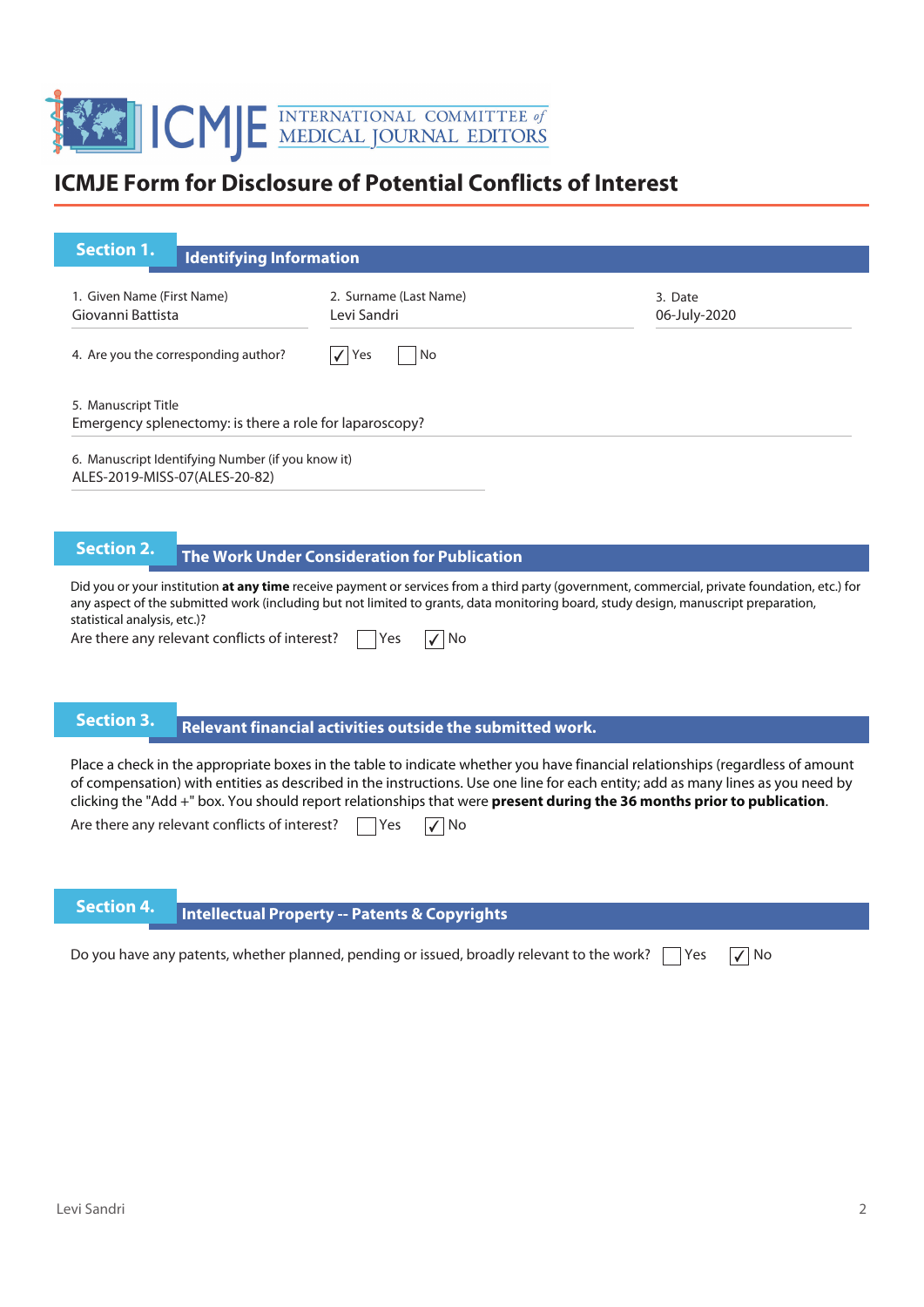# ICMJE Form for Disclosure of Potential Conflicts of Interest

## Section 1. Identifying Information

1. Given Name (First Name)
Giovanni Battista

2. Surname (Last Name)
Levi Sandri

3. Date
06-July-2020

4. Are you the corresponding author? ☑ Yes ☐ No

5. Manuscript Title
Emergency splenectomy: is there a role for laparoscopy?

6. Manuscript Identifying Number (if you know it)
ALES-2019-MISS-07(ALES-20-82)

## Section 2. The Work Under Consideration for Publication

Did you or your institution **at any time** receive payment or services from a third party (government, commercial, private foundation, etc.) for any aspect of the submitted work (including but not limited to grants, data monitoring board, study design, manuscript preparation, statistical analysis, etc.)?

Are there any relevant conflicts of interest? ☐ Yes ☑ No

## Section 3. Relevant financial activities outside the submitted work.

Place a check in the appropriate boxes in the table to indicate whether you have financial relationships (regardless of amount of compensation) with entities as described in the instructions. Use one line for each entity; add as many lines as you need by clicking the "Add +" box. You should report relationships that were **present during the 36 months prior to publication**.

Are there any relevant conflicts of interest? ☐ Yes ☑ No

## Section 4. Intellectual Property -- Patents & Copyrights

Do you have any patents, whether planned, pending or issued, broadly relevant to the work? ☐ Yes ☑ No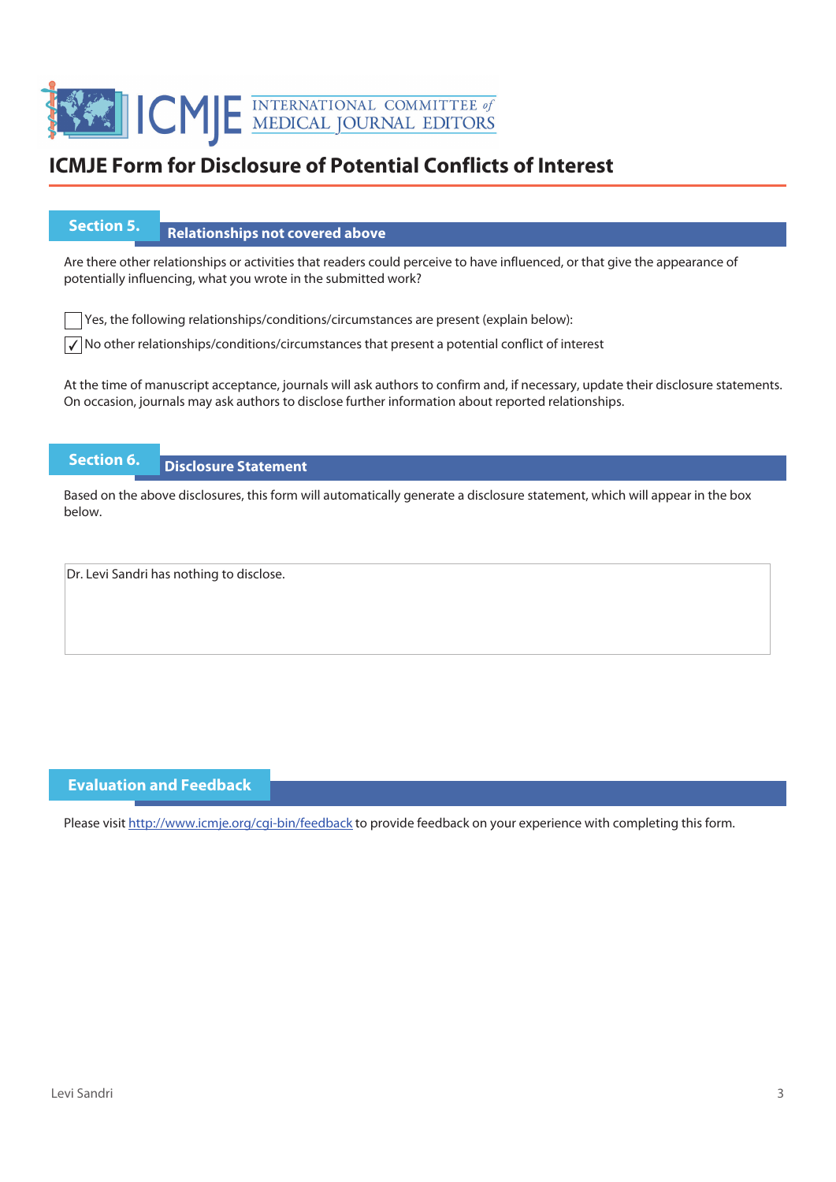# ICMJE Form for Disclosure of Potential Conflicts of Interest

## Section 5. Relationships not covered above

Are there other relationships or activities that readers could perceive to have influenced, or that give the appearance of potentially influencing, what you wrote in the submitted work?

- [ ] Yes, the following relationships/conditions/circumstances are present (explain below):
- [x] No other relationships/conditions/circumstances that present a potential conflict of interest

At the time of manuscript acceptance, journals will ask authors to confirm and, if necessary, update their disclosure statements. On occasion, journals may ask authors to disclose further information about reported relationships.

## Section 6. Disclosure Statement

Based on the above disclosures, this form will automatically generate a disclosure statement, which will appear in the box below.

Dr. Levi Sandri has nothing to disclose.

## Evaluation and Feedback

Please visit http://www.icmje.org/cgi-bin/feedback to provide feedback on your experience with completing this form.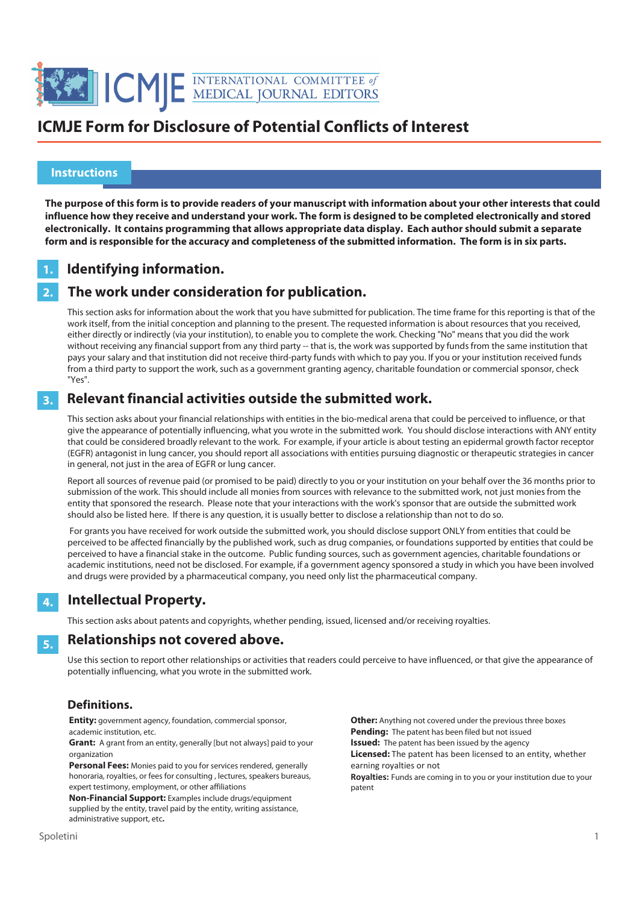ICMJE INTERNATIONAL COMMITTEE of MEDICAL JOURNAL EDITORS

# ICMJE Form for Disclosure of Potential Conflicts of Interest

## Instructions

**The purpose of this form is to provide readers of your manuscript with information about your other interests that could influence how they receive and understand your work. The form is designed to be completed electronically and stored electronically. It contains programming that allows appropriate data display. Each author should submit a separate form and is responsible for the accuracy and completeness of the submitted information. The form is in six parts.**

### 1. Identifying information.

### 2. The work under consideration for publication.

This section asks for information about the work that you have submitted for publication. The time frame for this reporting is that of the work itself, from the initial conception and planning to the present. The requested information is about resources that you received, either directly or indirectly (via your institution), to enable you to complete the work. Checking "No" means that you did the work without receiving any financial support from any third party -- that is, the work was supported by funds from the same institution that pays your salary and that institution did not receive third-party funds with which to pay you. If you or your institution received funds from a third party to support the work, such as a government granting agency, charitable foundation or commercial sponsor, check "Yes".

### 3. Relevant financial activities outside the submitted work.

This section asks about your financial relationships with entities in the bio-medical arena that could be perceived to influence, or that give the appearance of potentially influencing, what you wrote in the submitted work. You should disclose interactions with ANY entity that could be considered broadly relevant to the work. For example, if your article is about testing an epidermal growth factor receptor (EGFR) antagonist in lung cancer, you should report all associations with entities pursuing diagnostic or therapeutic strategies in cancer in general, not just in the area of EGFR or lung cancer.

Report all sources of revenue paid (or promised to be paid) directly to you or your institution on your behalf over the 36 months prior to submission of the work. This should include all monies from sources with relevance to the submitted work, not just monies from the entity that sponsored the research. Please note that your interactions with the work's sponsor that are outside the submitted work should also be listed here. If there is any question, it is usually better to disclose a relationship than not to do so.

For grants you have received for work outside the submitted work, you should disclose support ONLY from entities that could be perceived to be affected financially by the published work, such as drug companies, or foundations supported by entities that could be perceived to have a financial stake in the outcome. Public funding sources, such as government agencies, charitable foundations or academic institutions, need not be disclosed. For example, if a government agency sponsored a study in which you have been involved and drugs were provided by a pharmaceutical company, you need only list the pharmaceutical company.

### 4. Intellectual Property.

This section asks about patents and copyrights, whether pending, issued, licensed and/or receiving royalties.

### 5. Relationships not covered above.

Use this section to report other relationships or activities that readers could perceive to have influenced, or that give the appearance of potentially influencing, what you wrote in the submitted work.

### Definitions.

**Entity:** government agency, foundation, commercial sponsor, academic institution, etc.
**Grant:** A grant from an entity, generally [but not always] paid to your organization
**Personal Fees:** Monies paid to you for services rendered, generally honoraria, royalties, or fees for consulting , lectures, speakers bureaus, expert testimony, employment, or other affiliations
**Non-Financial Support:** Examples include drugs/equipment supplied by the entity, travel paid by the entity, writing assistance, administrative support, etc**.**

**Other:** Anything not covered under the previous three boxes
**Pending:** The patent has been filed but not issued
**Issued:** The patent has been issued by the agency
**Licensed:** The patent has been licensed to an entity, whether earning royalties or not
**Royalties:** Funds are coming in to you or your institution due to your patent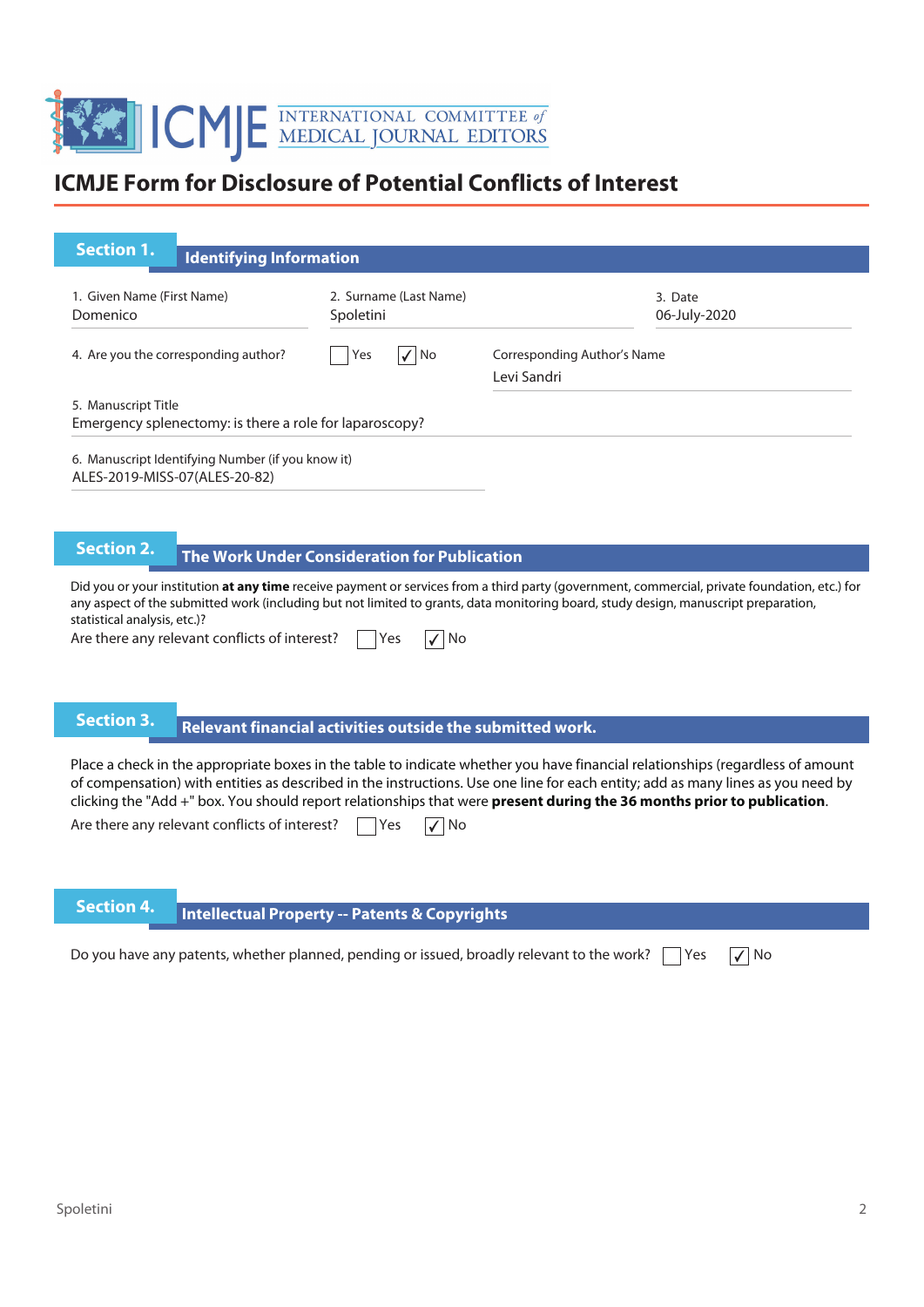# ICMJE Form for Disclosure of Potential Conflicts of Interest

## Section 1. Identifying Information

1. Given Name (First Name): Domenico
2. Surname (Last Name): Spoletini
3. Date: 06-July-2020

4. Are you the corresponding author? ☐ Yes ☑ No

Corresponding Author's Name: Levi Sandri

5. Manuscript Title: Emergency splenectomy: is there a role for laparoscopy?

6. Manuscript Identifying Number (if you know it): ALES-2019-MISS-07(ALES-20-82)

## Section 2. The Work Under Consideration for Publication

Did you or your institution **at any time** receive payment or services from a third party (government, commercial, private foundation, etc.) for any aspect of the submitted work (including but not limited to grants, data monitoring board, study design, manuscript preparation, statistical analysis, etc.)?

Are there any relevant conflicts of interest? ☐ Yes ☑ No

## Section 3. Relevant financial activities outside the submitted work.

Place a check in the appropriate boxes in the table to indicate whether you have financial relationships (regardless of amount of compensation) with entities as described in the instructions. Use one line for each entity; add as many lines as you need by clicking the "Add +" box. You should report relationships that were **present during the 36 months prior to publication**.

Are there any relevant conflicts of interest? ☐ Yes ☑ No

## Section 4. Intellectual Property -- Patents & Copyrights

Do you have any patents, whether planned, pending or issued, broadly relevant to the work? ☐ Yes ☑ No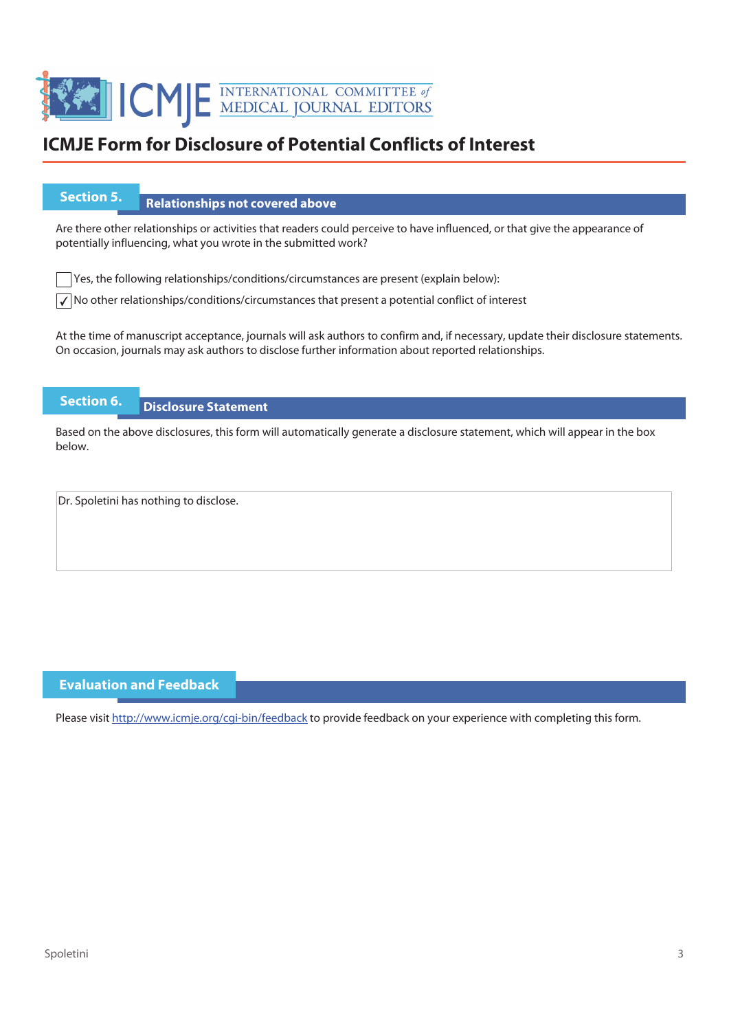# ICMJE Form for Disclosure of Potential Conflicts of Interest

## Section 5. Relationships not covered above

Are there other relationships or activities that readers could perceive to have influenced, or that give the appearance of potentially influencing, what you wrote in the submitted work?

- [ ] Yes, the following relationships/conditions/circumstances are present (explain below):
- [x] No other relationships/conditions/circumstances that present a potential conflict of interest

At the time of manuscript acceptance, journals will ask authors to confirm and, if necessary, update their disclosure statements. On occasion, journals may ask authors to disclose further information about reported relationships.

## Section 6. Disclosure Statement

Based on the above disclosures, this form will automatically generate a disclosure statement, which will appear in the box below.

Dr. Spoletini has nothing to disclose.

## Evaluation and Feedback

Please visit http://www.icmje.org/cgi-bin/feedback to provide feedback on your experience with completing this form.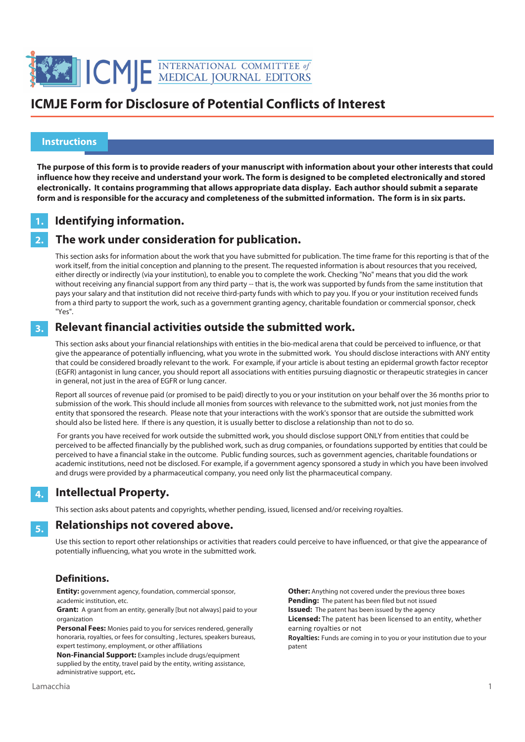# ICMJE Form for Disclosure of Potential Conflicts of Interest

## Instructions

**The purpose of this form is to provide readers of your manuscript with information about your other interests that could influence how they receive and understand your work. The form is designed to be completed electronically and stored electronically. It contains programming that allows appropriate data display. Each author should submit a separate form and is responsible for the accuracy and completeness of the submitted information. The form is in six parts.**

### 1. Identifying information.

### 2. The work under consideration for publication.

This section asks for information about the work that you have submitted for publication. The time frame for this reporting is that of the work itself, from the initial conception and planning to the present. The requested information is about resources that you received, either directly or indirectly (via your institution), to enable you to complete the work. Checking "No" means that you did the work without receiving any financial support from any third party -- that is, the work was supported by funds from the same institution that pays your salary and that institution did not receive third-party funds with which to pay you. If you or your institution received funds from a third party to support the work, such as a government granting agency, charitable foundation or commercial sponsor, check "Yes".

### 3. Relevant financial activities outside the submitted work.

This section asks about your financial relationships with entities in the bio-medical arena that could be perceived to influence, or that give the appearance of potentially influencing, what you wrote in the submitted work. You should disclose interactions with ANY entity that could be considered broadly relevant to the work. For example, if your article is about testing an epidermal growth factor receptor (EGFR) antagonist in lung cancer, you should report all associations with entities pursuing diagnostic or therapeutic strategies in cancer in general, not just in the area of EGFR or lung cancer.

Report all sources of revenue paid (or promised to be paid) directly to you or your institution on your behalf over the 36 months prior to submission of the work. This should include all monies from sources with relevance to the submitted work, not just monies from the entity that sponsored the research. Please note that your interactions with the work's sponsor that are outside the submitted work should also be listed here. If there is any question, it is usually better to disclose a relationship than not to do so.

For grants you have received for work outside the submitted work, you should disclose support ONLY from entities that could be perceived to be affected financially by the published work, such as drug companies, or foundations supported by entities that could be perceived to have a financial stake in the outcome. Public funding sources, such as government agencies, charitable foundations or academic institutions, need not be disclosed. For example, if a government agency sponsored a study in which you have been involved and drugs were provided by a pharmaceutical company, you need only list the pharmaceutical company.

### 4. Intellectual Property.

This section asks about patents and copyrights, whether pending, issued, licensed and/or receiving royalties.

### 5. Relationships not covered above.

Use this section to report other relationships or activities that readers could perceive to have influenced, or that give the appearance of potentially influencing, what you wrote in the submitted work.

### Definitions.

**Entity:** government agency, foundation, commercial sponsor, academic institution, etc.

**Grant:** A grant from an entity, generally [but not always] paid to your organization

**Personal Fees:** Monies paid to you for services rendered, generally honoraria, royalties, or fees for consulting , lectures, speakers bureaus, expert testimony, employment, or other affiliations

**Non-Financial Support:** Examples include drugs/equipment supplied by the entity, travel paid by the entity, writing assistance, administrative support, etc**.**

**Other:** Anything not covered under the previous three boxes

**Pending:** The patent has been filed but not issued

**Issued:** The patent has been issued by the agency

**Licensed:** The patent has been licensed to an entity, whether earning royalties or not

**Royalties:** Funds are coming in to you or your institution due to your patent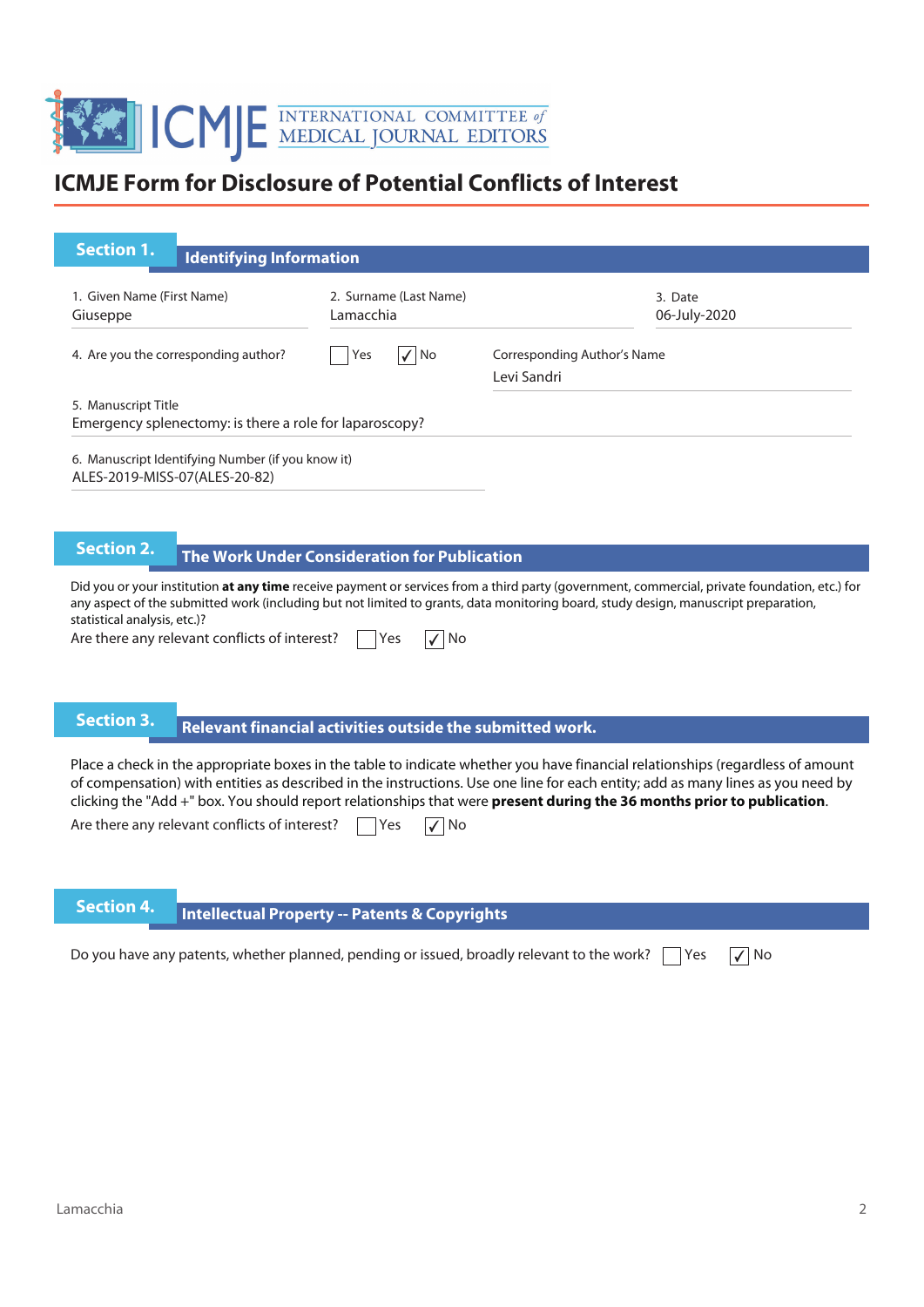# ICMJE Form for Disclosure of Potential Conflicts of Interest

## Section 1. Identifying Information

1. Given Name (First Name)
Giuseppe

2. Surname (Last Name)
Lamacchia

3. Date
06-July-2020

4. Are you the corresponding author? ☐ Yes ☑ No

Corresponding Author's Name
Levi Sandri

5. Manuscript Title
Emergency splenectomy: is there a role for laparoscopy?

6. Manuscript Identifying Number (if you know it)
ALES-2019-MISS-07(ALES-20-82)

## Section 2. The Work Under Consideration for Publication

Did you or your institution **at any time** receive payment or services from a third party (government, commercial, private foundation, etc.) for any aspect of the submitted work (including but not limited to grants, data monitoring board, study design, manuscript preparation, statistical analysis, etc.)?

Are there any relevant conflicts of interest? ☐ Yes ☑ No

## Section 3. Relevant financial activities outside the submitted work.

Place a check in the appropriate boxes in the table to indicate whether you have financial relationships (regardless of amount of compensation) with entities as described in the instructions. Use one line for each entity; add as many lines as you need by clicking the "Add +" box. You should report relationships that were **present during the 36 months prior to publication**.

Are there any relevant conflicts of interest? ☐ Yes ☑ No

## Section 4. Intellectual Property -- Patents & Copyrights

Do you have any patents, whether planned, pending or issued, broadly relevant to the work? ☐ Yes ☑ No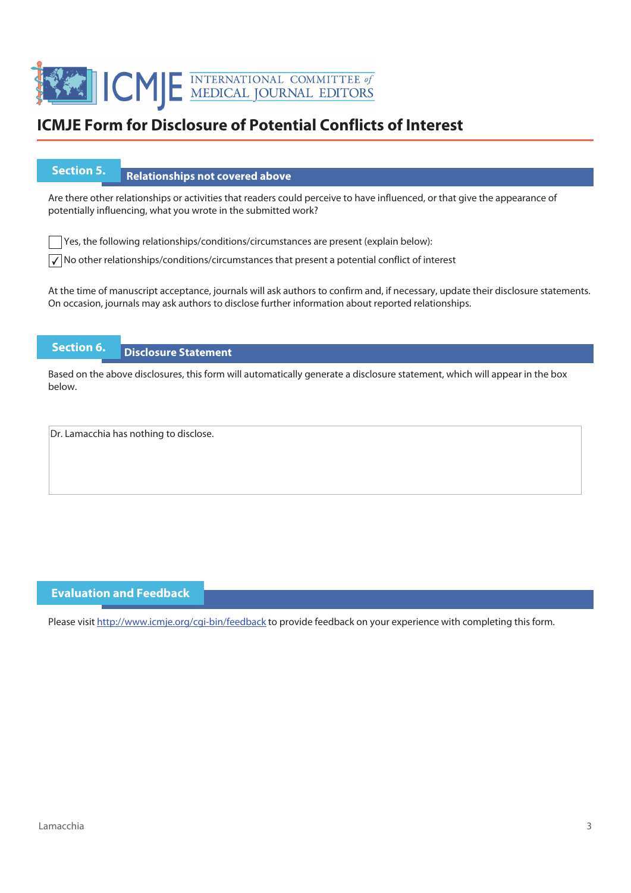# ICMJE Form for Disclosure of Potential Conflicts of Interest

## Section 5. Relationships not covered above

Are there other relationships or activities that readers could perceive to have influenced, or that give the appearance of potentially influencing, what you wrote in the submitted work?

☐ Yes, the following relationships/conditions/circumstances are present (explain below):

☑ No other relationships/conditions/circumstances that present a potential conflict of interest

At the time of manuscript acceptance, journals will ask authors to confirm and, if necessary, update their disclosure statements. On occasion, journals may ask authors to disclose further information about reported relationships.

## Section 6. Disclosure Statement

Based on the above disclosures, this form will automatically generate a disclosure statement, which will appear in the box below.

Dr. Lamacchia has nothing to disclose.

## Evaluation and Feedback

Please visit http://www.icmje.org/cgi-bin/feedback to provide feedback on your experience with completing this form.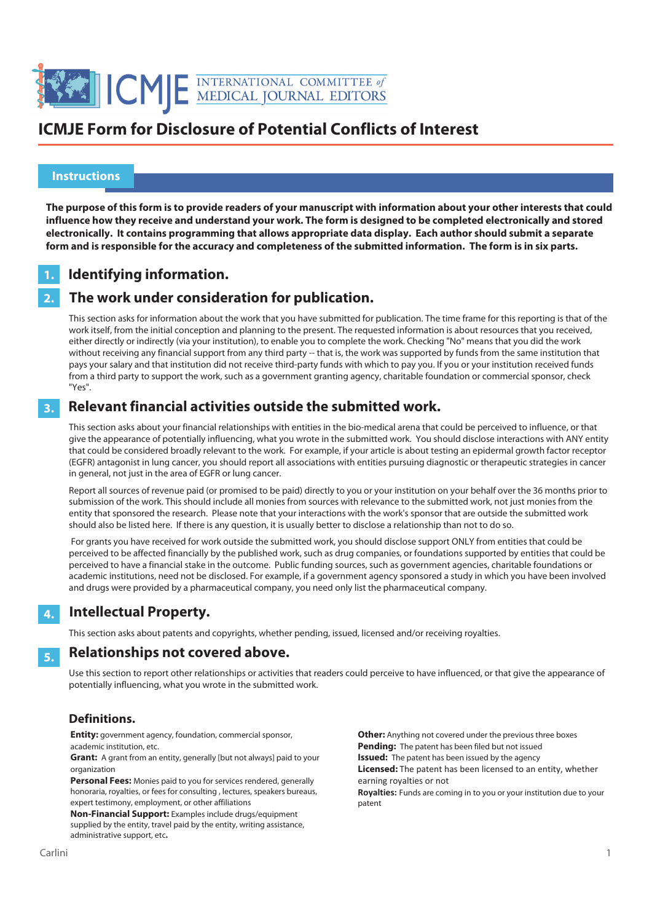# ICMJE Form for Disclosure of Potential Conflicts of Interest

## Instructions

**The purpose of this form is to provide readers of your manuscript with information about your other interests that could influence how they receive and understand your work. The form is designed to be completed electronically and stored electronically. It contains programming that allows appropriate data display. Each author should submit a separate form and is responsible for the accuracy and completeness of the submitted information. The form is in six parts.**

### 1. Identifying information.

### 2. The work under consideration for publication.

This section asks for information about the work that you have submitted for publication. The time frame for this reporting is that of the work itself, from the initial conception and planning to the present. The requested information is about resources that you received, either directly or indirectly (via your institution), to enable you to complete the work. Checking "No" means that you did the work without receiving any financial support from any third party -- that is, the work was supported by funds from the same institution that pays your salary and that institution did not receive third-party funds with which to pay you. If you or your institution received funds from a third party to support the work, such as a government granting agency, charitable foundation or commercial sponsor, check "Yes".

### 3. Relevant financial activities outside the submitted work.

This section asks about your financial relationships with entities in the bio-medical arena that could be perceived to influence, or that give the appearance of potentially influencing, what you wrote in the submitted work. You should disclose interactions with ANY entity that could be considered broadly relevant to the work. For example, if your article is about testing an epidermal growth factor receptor (EGFR) antagonist in lung cancer, you should report all associations with entities pursuing diagnostic or therapeutic strategies in cancer in general, not just in the area of EGFR or lung cancer.

Report all sources of revenue paid (or promised to be paid) directly to you or your institution on your behalf over the 36 months prior to submission of the work. This should include all monies from sources with relevance to the submitted work, not just monies from the entity that sponsored the research. Please note that your interactions with the work's sponsor that are outside the submitted work should also be listed here. If there is any question, it is usually better to disclose a relationship than not to do so.

For grants you have received for work outside the submitted work, you should disclose support ONLY from entities that could be perceived to be affected financially by the published work, such as drug companies, or foundations supported by entities that could be perceived to have a financial stake in the outcome. Public funding sources, such as government agencies, charitable foundations or academic institutions, need not be disclosed. For example, if a government agency sponsored a study in which you have been involved and drugs were provided by a pharmaceutical company, you need only list the pharmaceutical company.

### 4. Intellectual Property.

This section asks about patents and copyrights, whether pending, issued, licensed and/or receiving royalties.

### 5. Relationships not covered above.

Use this section to report other relationships or activities that readers could perceive to have influenced, or that give the appearance of potentially influencing, what you wrote in the submitted work.

### Definitions.

**Entity:** government agency, foundation, commercial sponsor, academic institution, etc.

**Grant:** A grant from an entity, generally [but not always] paid to your organization

**Personal Fees:** Monies paid to you for services rendered, generally honoraria, royalties, or fees for consulting , lectures, speakers bureaus, expert testimony, employment, or other affiliations

**Non-Financial Support:** Examples include drugs/equipment supplied by the entity, travel paid by the entity, writing assistance, administrative support, etc**.**

**Other:** Anything not covered under the previous three boxes

**Pending:** The patent has been filed but not issued

**Issued:** The patent has been issued by the agency

**Licensed:** The patent has been licensed to an entity, whether earning royalties or not

**Royalties:** Funds are coming in to you or your institution due to your patent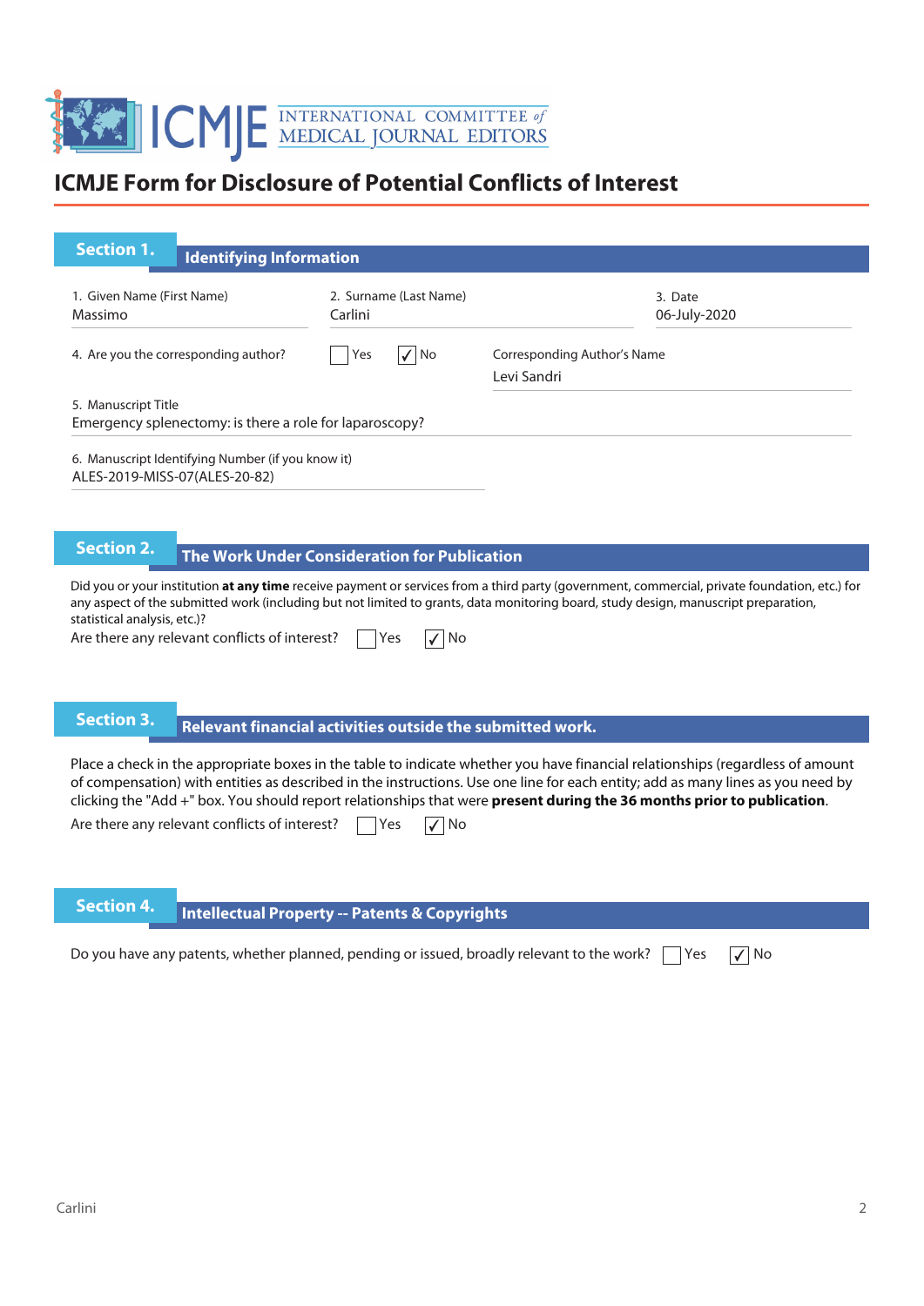# ICMJE Form for Disclosure of Potential Conflicts of Interest

## Section 1. Identifying Information

1. Given Name (First Name)
Massimo

2. Surname (Last Name)
Carlini

3. Date
06-July-2020

4. Are you the corresponding author? ☐ Yes ☑ No

Corresponding Author's Name
Levi Sandri

5. Manuscript Title
Emergency splenectomy: is there a role for laparoscopy?

6. Manuscript Identifying Number (if you know it)
ALES-2019-MISS-07(ALES-20-82)

## Section 2. The Work Under Consideration for Publication

Did you or your institution **at any time** receive payment or services from a third party (government, commercial, private foundation, etc.) for any aspect of the submitted work (including but not limited to grants, data monitoring board, study design, manuscript preparation, statistical analysis, etc.)?

Are there any relevant conflicts of interest? ☐ Yes ☑ No

## Section 3. Relevant financial activities outside the submitted work.

Place a check in the appropriate boxes in the table to indicate whether you have financial relationships (regardless of amount of compensation) with entities as described in the instructions. Use one line for each entity; add as many lines as you need by clicking the "Add +" box. You should report relationships that were **present during the 36 months prior to publication**.

Are there any relevant conflicts of interest? ☐ Yes ☑ No

## Section 4. Intellectual Property -- Patents & Copyrights

Do you have any patents, whether planned, pending or issued, broadly relevant to the work? ☐ Yes ☑ No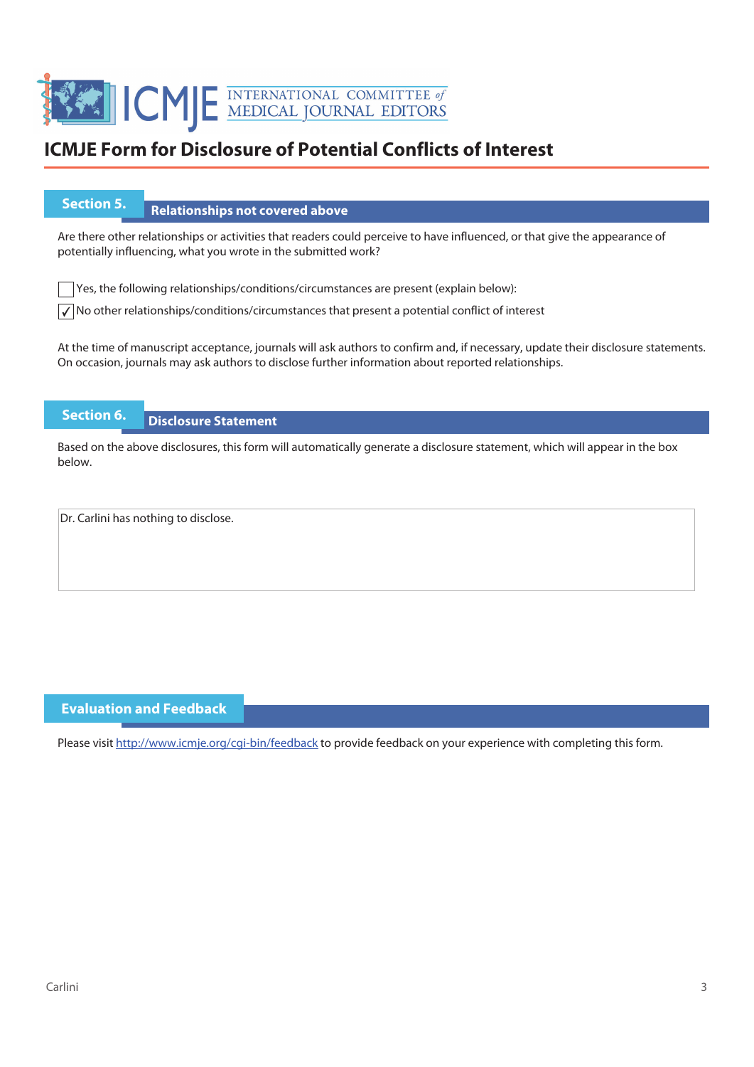# ICMJE Form for Disclosure of Potential Conflicts of Interest

## Section 5. Relationships not covered above

Are there other relationships or activities that readers could perceive to have influenced, or that give the appearance of potentially influencing, what you wrote in the submitted work?

☐ Yes, the following relationships/conditions/circumstances are present (explain below):

☑ No other relationships/conditions/circumstances that present a potential conflict of interest

At the time of manuscript acceptance, journals will ask authors to confirm and, if necessary, update their disclosure statements. On occasion, journals may ask authors to disclose further information about reported relationships.

## Section 6. Disclosure Statement

Based on the above disclosures, this form will automatically generate a disclosure statement, which will appear in the box below.

Dr. Carlini has nothing to disclose.

## Evaluation and Feedback

Please visit http://www.icmje.org/cgi-bin/feedback to provide feedback on your experience with completing this form.